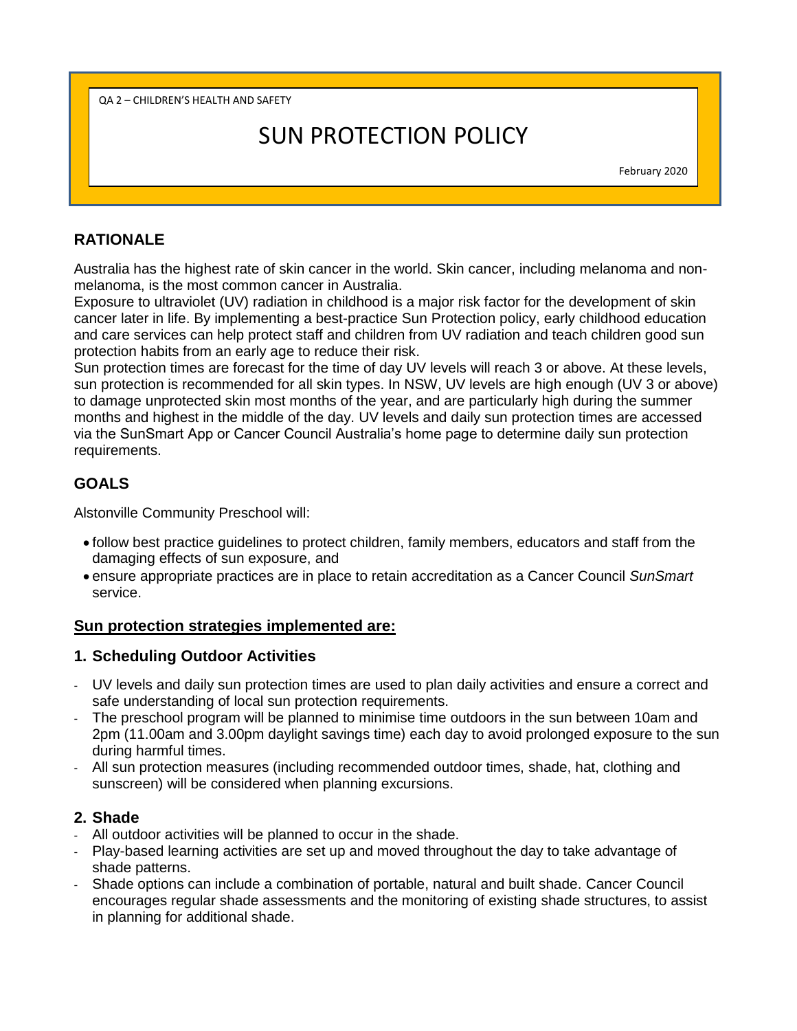QA 2 – CHILDREN'S HEALTH AND SAFETY

# SUN PROTECTION POLICY

February 2020

## RATIONALE

Australia has the highest rate of skin cancer in the world. Skin cancer, including melanoma and non-melanoma, is the most common cancer in Australia.

Exposure to ultraviolet (UV) radiation in childhood is a major risk factor for the development of skin cancer later in life. By implementing a best-practice Sun Protection policy, early childhood education and care services can help protect staff and children from UV radiation and teach children good sun protection habits from an early age to reduce their risk.

Sun protection times are forecast for the time of day UV levels will reach 3 or above. At these levels, sun protection is recommended for all skin types. In NSW, UV levels are high enough (UV 3 or above) to damage unprotected skin most months of the year, and are particularly high during the summer months and highest in the middle of the day. UV levels and daily sun protection times are accessed via the SunSmart App or Cancer Council Australia's home page to determine daily sun protection requirements.

## GOALS

Alstonville Community Preschool will:

- follow best practice guidelines to protect children, family members, educators and staff from the damaging effects of sun exposure, and
- ensure appropriate practices are in place to retain accreditation as a Cancer Council *SunSmart* service.

**<u>Sun protection strategies implemented are:</u>**

### 1. Scheduling Outdoor Activities

- UV levels and daily sun protection times are used to plan daily activities and ensure a correct and safe understanding of local sun protection requirements.
- The preschool program will be planned to minimise time outdoors in the sun between 10am and 2pm (11.00am and 3.00pm daylight savings time) each day to avoid prolonged exposure to the sun during harmful times.
- All sun protection measures (including recommended outdoor times, shade, hat, clothing and sunscreen) will be considered when planning excursions.

### 2. Shade

- All outdoor activities will be planned to occur in the shade.
- Play-based learning activities are set up and moved throughout the day to take advantage of shade patterns.
- Shade options can include a combination of portable, natural and built shade. Cancer Council encourages regular shade assessments and the monitoring of existing shade structures, to assist in planning for additional shade.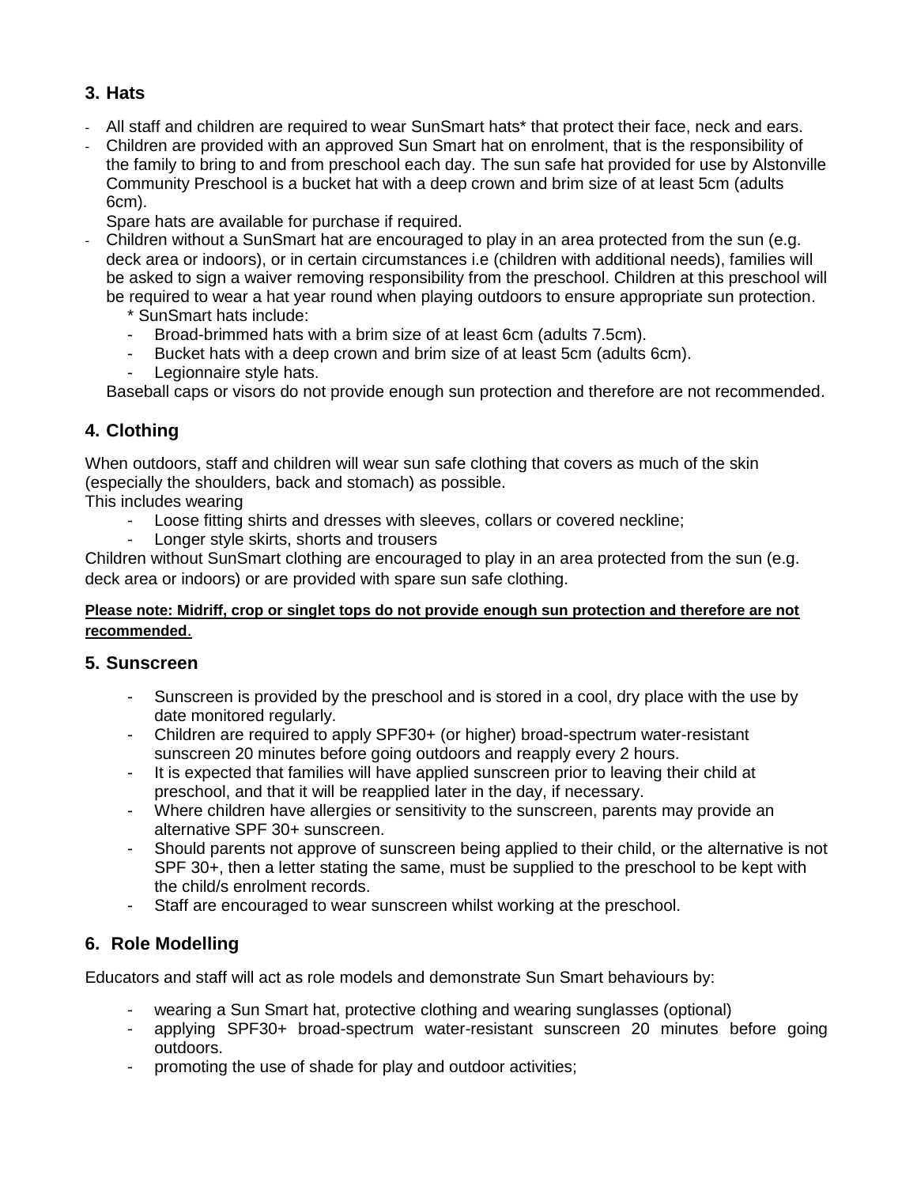## 3. Hats

- All staff and children are required to wear SunSmart hats* that protect their face, neck and ears.
- Children are provided with an approved Sun Smart hat on enrolment, that is the responsibility of the family to bring to and from preschool each day. The sun safe hat provided for use by Alstonville Community Preschool is a bucket hat with a deep crown and brim size of at least 5cm (adults 6cm).

  Spare hats are available for purchase if required.
- Children without a SunSmart hat are encouraged to play in an area protected from the sun (e.g. deck area or indoors), or in certain circumstances i.e (children with additional needs), families will be asked to sign a waiver removing responsibility from the preschool. Children at this preschool will be required to wear a hat year round when playing outdoors to ensure appropriate sun protection.

  * SunSmart hats include:
    - Broad-brimmed hats with a brim size of at least 6cm (adults 7.5cm).
    - Bucket hats with a deep crown and brim size of at least 5cm (adults 6cm).
    - Legionnaire style hats.

  Baseball caps or visors do not provide enough sun protection and therefore are not recommended.

## 4. Clothing

When outdoors, staff and children will wear sun safe clothing that covers as much of the skin (especially the shoulders, back and stomach) as possible.

This includes wearing

- Loose fitting shirts and dresses with sleeves, collars or covered neckline;
- Longer style skirts, shorts and trousers

Children without SunSmart clothing are encouraged to play in an area protected from the sun (e.g. deck area or indoors) or are provided with spare sun safe clothing.

**Please note: Midriff, crop or singlet tops do not provide enough sun protection and therefore are not recommended.**

## 5. Sunscreen

- Sunscreen is provided by the preschool and is stored in a cool, dry place with the use by date monitored regularly.
- Children are required to apply SPF30+ (or higher) broad-spectrum water-resistant sunscreen 20 minutes before going outdoors and reapply every 2 hours.
- It is expected that families will have applied sunscreen prior to leaving their child at preschool, and that it will be reapplied later in the day, if necessary.
- Where children have allergies or sensitivity to the sunscreen, parents may provide an alternative SPF 30+ sunscreen.
- Should parents not approve of sunscreen being applied to their child, or the alternative is not SPF 30+, then a letter stating the same, must be supplied to the preschool to be kept with the child/s enrolment records.
- Staff are encouraged to wear sunscreen whilst working at the preschool.

## 6. Role Modelling

Educators and staff will act as role models and demonstrate Sun Smart behaviours by:

- wearing a Sun Smart hat, protective clothing and wearing sunglasses (optional)
- applying SPF30+ broad-spectrum water-resistant sunscreen 20 minutes before going outdoors.
- promoting the use of shade for play and outdoor activities;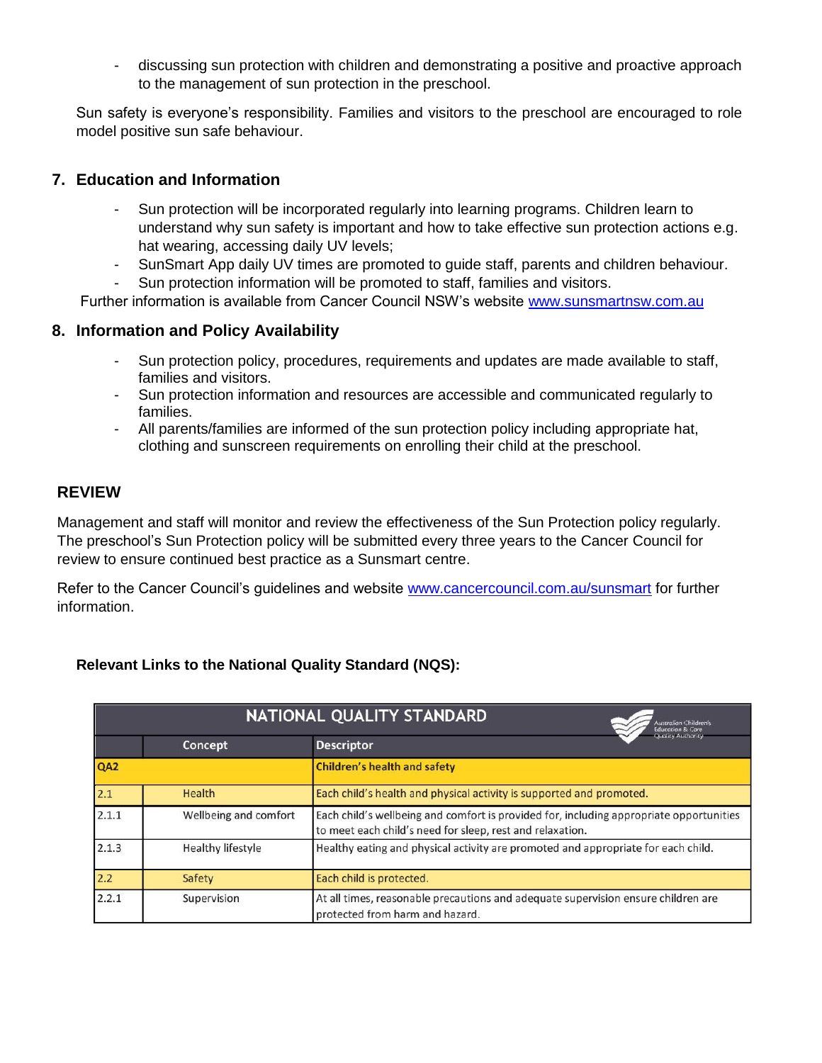- discussing sun protection with children and demonstrating a positive and proactive approach to the management of sun protection in the preschool.

Sun safety is everyone's responsibility. Families and visitors to the preschool are encouraged to role model positive sun safe behaviour.

## 7. Education and Information

- Sun protection will be incorporated regularly into learning programs. Children learn to understand why sun safety is important and how to take effective sun protection actions e.g. hat wearing, accessing daily UV levels;
- SunSmart App daily UV times are promoted to guide staff, parents and children behaviour.
- Sun protection information will be promoted to staff, families and visitors.

Further information is available from Cancer Council NSW's website www.sunsmartnsw.com.au

## 8. Information and Policy Availability

- Sun protection policy, procedures, requirements and updates are made available to staff, families and visitors.
- Sun protection information and resources are accessible and communicated regularly to families.
- All parents/families are informed of the sun protection policy including appropriate hat, clothing and sunscreen requirements on enrolling their child at the preschool.

## REVIEW

Management and staff will monitor and review the effectiveness of the Sun Protection policy regularly. The preschool's Sun Protection policy will be submitted every three years to the Cancer Council for review to ensure continued best practice as a Sunsmart centre.

Refer to the Cancer Council's guidelines and website www.cancercouncil.com.au/sunsmart for further information.

**Relevant Links to the National Quality Standard (NQS):**

| NATIONAL QUALITY STANDARD | | |
|---|---|---|
| | Concept | Descriptor |
| QA2 | | Children's health and safety |
| 2.1 | Health | Each child's health and physical activity is supported and promoted. |
| 2.1.1 | Wellbeing and comfort | Each child's wellbeing and comfort is provided for, including appropriate opportunities to meet each child's need for sleep, rest and relaxation. |
| 2.1.3 | Healthy lifestyle | Healthy eating and physical activity are promoted and appropriate for each child. |
| 2.2 | Safety | Each child is protected. |
| 2.2.1 | Supervision | At all times, reasonable precautions and adequate supervision ensure children are protected from harm and hazard. |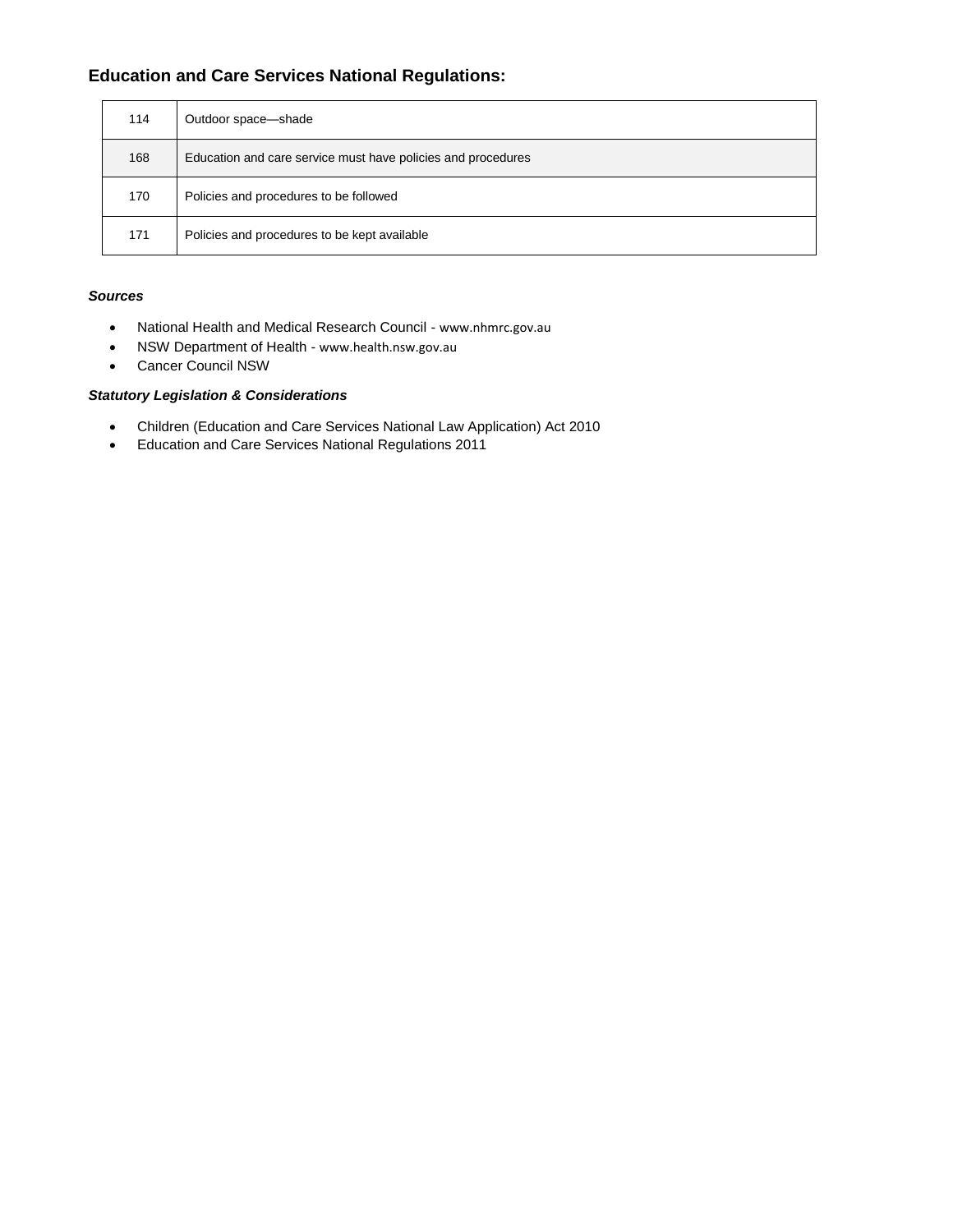## Education and Care Services National Regulations:

| | |
|---|---|
| 114 | Outdoor space—shade |
| 168 | Education and care service must have policies and procedures |
| 170 | Policies and procedures to be followed |
| 171 | Policies and procedures to be kept available |

***Sources***

- National Health and Medical Research Council - www.nhmrc.gov.au
- NSW Department of Health - www.health.nsw.gov.au
- Cancer Council NSW

***Statutory Legislation & Considerations***

- Children (Education and Care Services National Law Application) Act 2010
- Education and Care Services National Regulations 2011